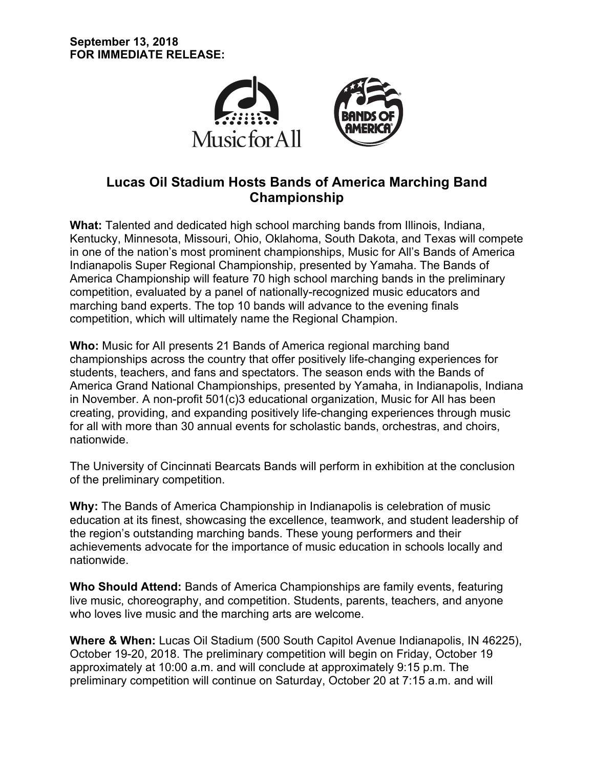**September 13, 2018**
**FOR IMMEDIATE RELEASE:**

# Lucas Oil Stadium Hosts Bands of America Marching Band Championship

**What:** Talented and dedicated high school marching bands from Illinois, Indiana, Kentucky, Minnesota, Missouri, Ohio, Oklahoma, South Dakota, and Texas will compete in one of the nation's most prominent championships, Music for All's Bands of America Indianapolis Super Regional Championship, presented by Yamaha. The Bands of America Championship will feature 70 high school marching bands in the preliminary competition, evaluated by a panel of nationally-recognized music educators and marching band experts. The top 10 bands will advance to the evening finals competition, which will ultimately name the Regional Champion.

**Who:** Music for All presents 21 Bands of America regional marching band championships across the country that offer positively life-changing experiences for students, teachers, and fans and spectators. The season ends with the Bands of America Grand National Championships, presented by Yamaha, in Indianapolis, Indiana in November. A non-profit 501(c)3 educational organization, Music for All has been creating, providing, and expanding positively life-changing experiences through music for all with more than 30 annual events for scholastic bands, orchestras, and choirs, nationwide.

The University of Cincinnati Bearcats Bands will perform in exhibition at the conclusion of the preliminary competition.

**Why:** The Bands of America Championship in Indianapolis is celebration of music education at its finest, showcasing the excellence, teamwork, and student leadership of the region's outstanding marching bands. These young performers and their achievements advocate for the importance of music education in schools locally and nationwide.

**Who Should Attend:** Bands of America Championships are family events, featuring live music, choreography, and competition. Students, parents, teachers, and anyone who loves live music and the marching arts are welcome.

**Where & When:** Lucas Oil Stadium (500 South Capitol Avenue Indianapolis, IN 46225), October 19-20, 2018. The preliminary competition will begin on Friday, October 19 approximately at 10:00 a.m. and will conclude at approximately 9:15 p.m. The preliminary competition will continue on Saturday, October 20 at 7:15 a.m. and will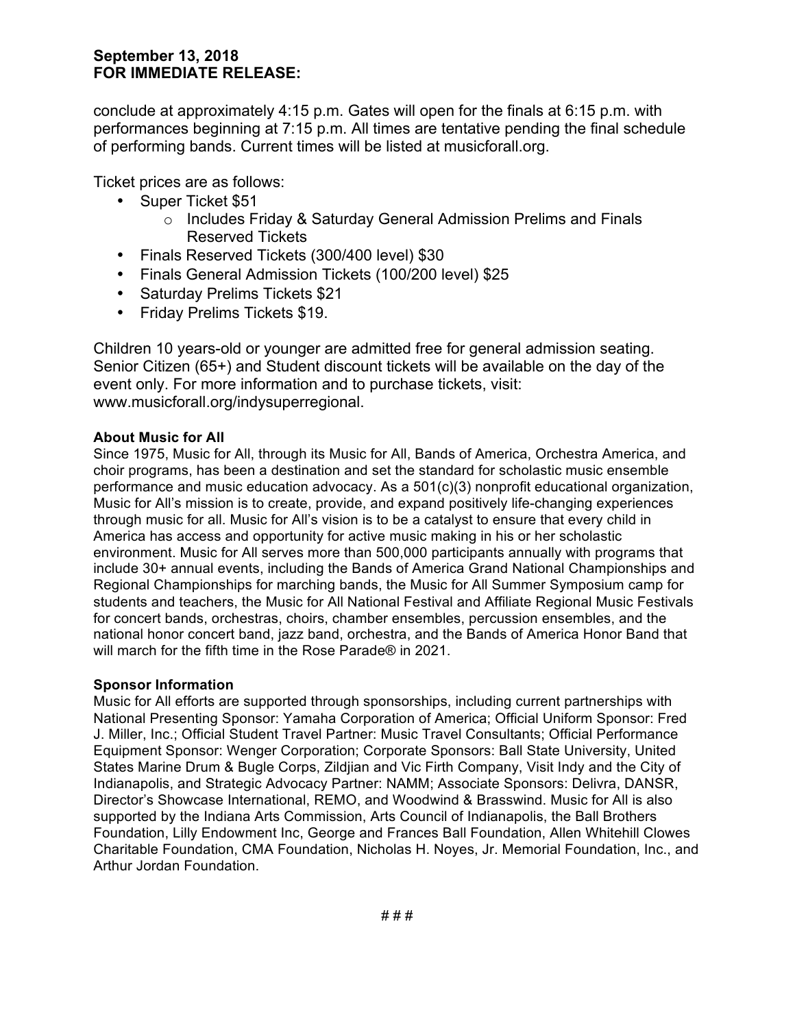conclude at approximately 4:15 p.m. Gates will open for the finals at 6:15 p.m. with performances beginning at 7:15 p.m. All times are tentative pending the final schedule of performing bands. Current times will be listed at musicforall.org.

Ticket prices are as follows:

- Super Ticket $51
  - Includes Friday & Saturday General Admission Prelims and Finals Reserved Tickets
- Finals Reserved Tickets (300/400 level) $30
- Finals General Admission Tickets (100/200 level) $25
- Saturday Prelims Tickets $21
- Friday Prelims Tickets $19.

Children 10 years-old or younger are admitted free for general admission seating. Senior Citizen (65+) and Student discount tickets will be available on the day of the event only. For more information and to purchase tickets, visit: www.musicforall.org/indysuperregional.

**About Music for All**

Since 1975, Music for All, through its Music for All, Bands of America, Orchestra America, and choir programs, has been a destination and set the standard for scholastic music ensemble performance and music education advocacy. As a 501(c)(3) nonprofit educational organization, Music for All's mission is to create, provide, and expand positively life-changing experiences through music for all. Music for All's vision is to be a catalyst to ensure that every child in America has access and opportunity for active music making in his or her scholastic environment. Music for All serves more than 500,000 participants annually with programs that include 30+ annual events, including the Bands of America Grand National Championships and Regional Championships for marching bands, the Music for All Summer Symposium camp for students and teachers, the Music for All National Festival and Affiliate Regional Music Festivals for concert bands, orchestras, choirs, chamber ensembles, percussion ensembles, and the national honor concert band, jazz band, orchestra, and the Bands of America Honor Band that will march for the fifth time in the Rose Parade® in 2021.

**Sponsor Information**

Music for All efforts are supported through sponsorships, including current partnerships with National Presenting Sponsor: Yamaha Corporation of America; Official Uniform Sponsor: Fred J. Miller, Inc.; Official Student Travel Partner: Music Travel Consultants; Official Performance Equipment Sponsor: Wenger Corporation; Corporate Sponsors: Ball State University, United States Marine Drum & Bugle Corps, Zildjian and Vic Firth Company, Visit Indy and the City of Indianapolis, and Strategic Advocacy Partner: NAMM; Associate Sponsors: Delivra, DANSR, Director's Showcase International, REMO, and Woodwind & Brasswind. Music for All is also supported by the Indiana Arts Commission, Arts Council of Indianapolis, the Ball Brothers Foundation, Lilly Endowment Inc, George and Frances Ball Foundation, Allen Whitehill Clowes Charitable Foundation, CMA Foundation, Nicholas H. Noyes, Jr. Memorial Foundation, Inc., and Arthur Jordan Foundation.

# # #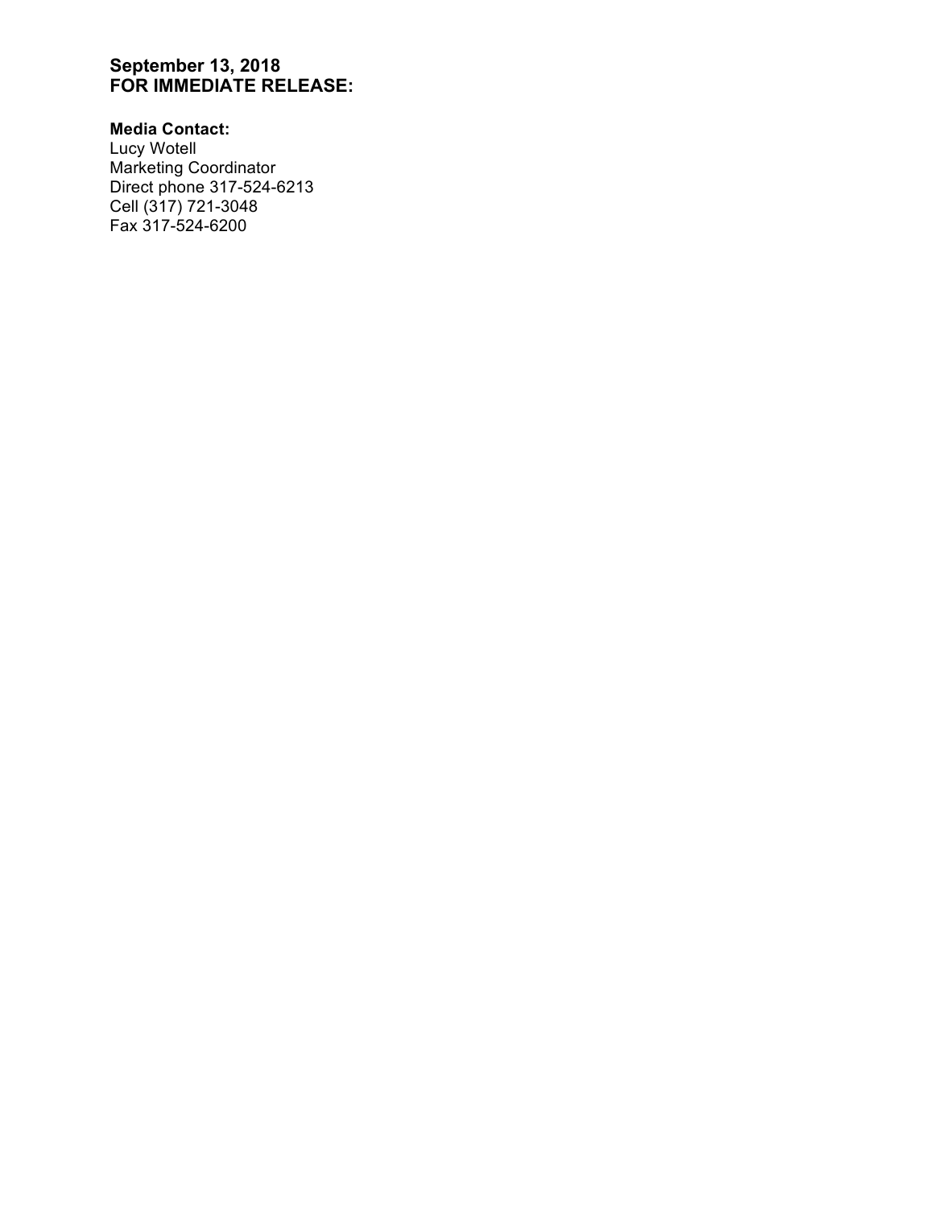**September 13, 2018**
**FOR IMMEDIATE RELEASE:**

**Media Contact:**
Lucy Wotell
Marketing Coordinator
Direct phone 317-524-6213
Cell (317) 721-3048
Fax 317-524-6200